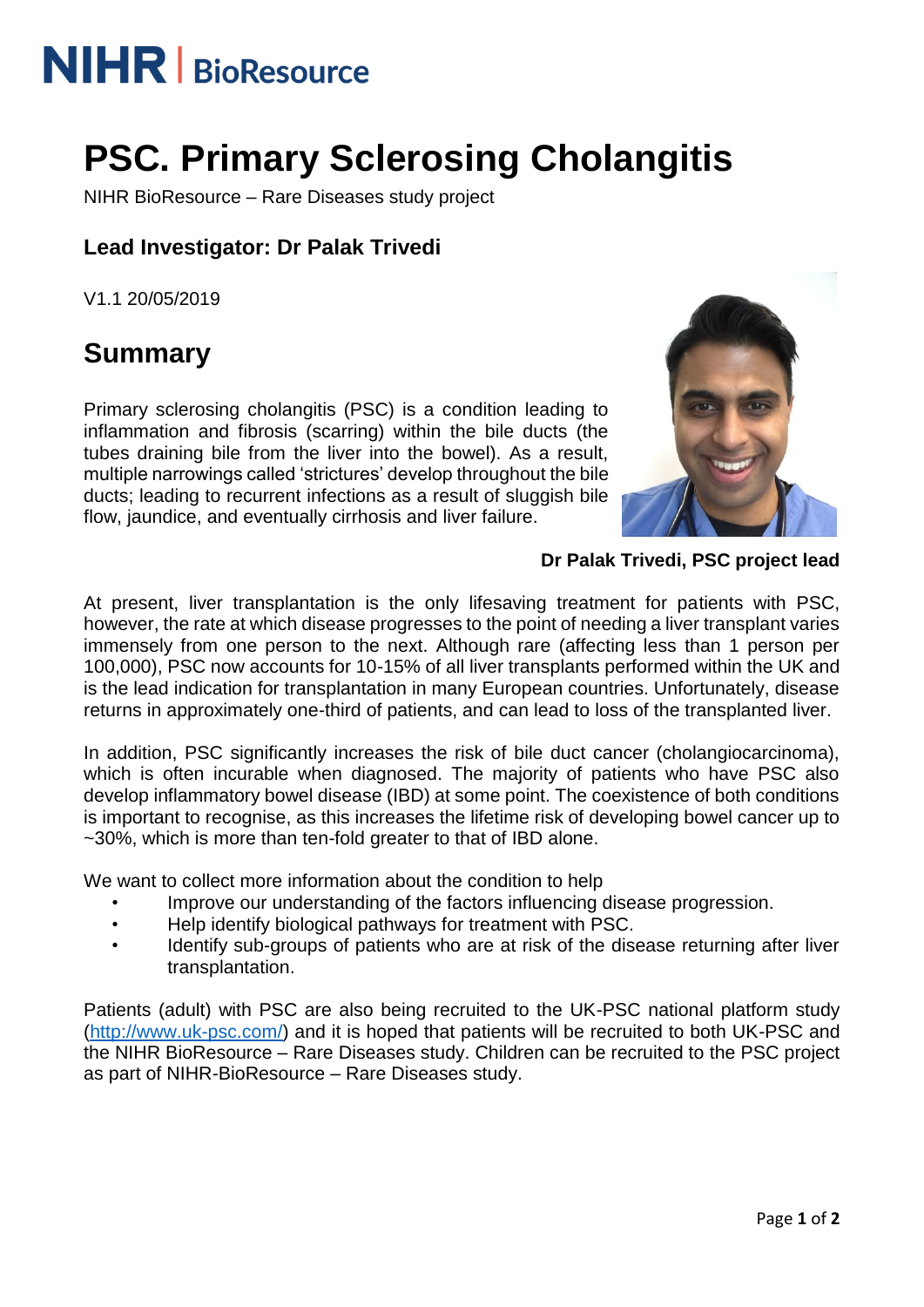NIHR | BioResource

# PSC. Primary Sclerosing Cholangitis

NIHR BioResource – Rare Diseases study project

### Lead Investigator: Dr Palak Trivedi

V1.1 20/05/2019

## Summary

Primary sclerosing cholangitis (PSC) is a condition leading to inflammation and fibrosis (scarring) within the bile ducts (the tubes draining bile from the liver into the bowel). As a result, multiple narrowings called 'strictures' develop throughout the bile ducts; leading to recurrent infections as a result of sluggish bile flow, jaundice, and eventually cirrhosis and liver failure.

**Dr Palak Trivedi, PSC project lead**

At present, liver transplantation is the only lifesaving treatment for patients with PSC, however, the rate at which disease progresses to the point of needing a liver transplant varies immensely from one person to the next. Although rare (affecting less than 1 person per 100,000), PSC now accounts for 10-15% of all liver transplants performed within the UK and is the lead indication for transplantation in many European countries. Unfortunately, disease returns in approximately one-third of patients, and can lead to loss of the transplanted liver.

In addition, PSC significantly increases the risk of bile duct cancer (cholangiocarcinoma), which is often incurable when diagnosed. The majority of patients who have PSC also develop inflammatory bowel disease (IBD) at some point. The coexistence of both conditions is important to recognise, as this increases the lifetime risk of developing bowel cancer up to ~30%, which is more than ten-fold greater to that of IBD alone.

We want to collect more information about the condition to help

- Improve our understanding of the factors influencing disease progression.
- Help identify biological pathways for treatment with PSC.
- Identify sub-groups of patients who are at risk of the disease returning after liver transplantation.

Patients (adult) with PSC are also being recruited to the UK-PSC national platform study (http://www.uk-psc.com/) and it is hoped that patients will be recruited to both UK-PSC and the NIHR BioResource – Rare Diseases study. Children can be recruited to the PSC project as part of NIHR-BioResource – Rare Diseases study.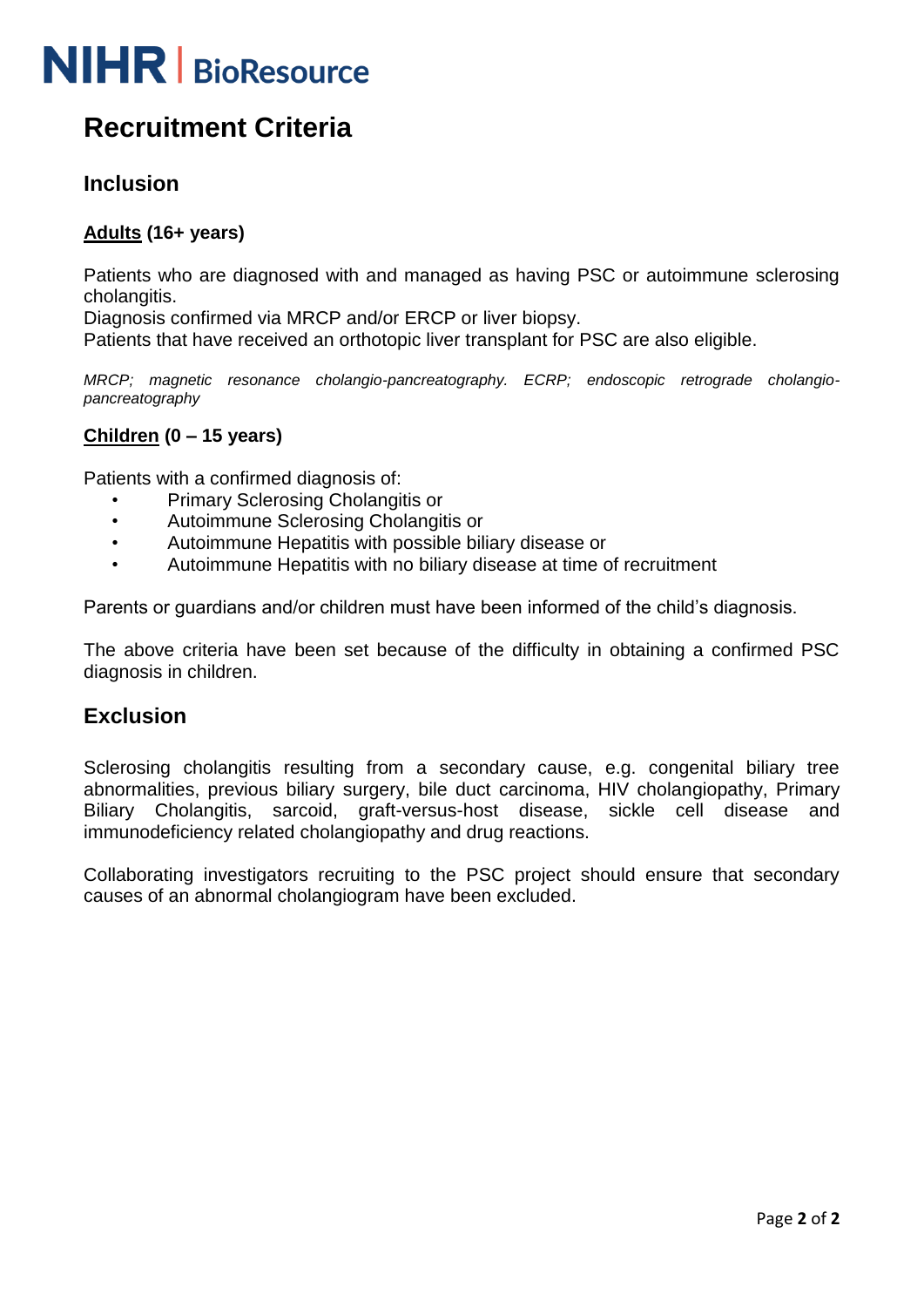# NIHR | BioResource

## Recruitment Criteria

### Inclusion

**Adults (16+ years)**

Patients who are diagnosed with and managed as having PSC or autoimmune sclerosing cholangitis.
Diagnosis confirmed via MRCP and/or ERCP or liver biopsy.
Patients that have received an orthotopic liver transplant for PSC are also eligible.

*MRCP; magnetic resonance cholangio-pancreatography. ECRP; endoscopic retrograde cholangio-pancreatography*

**Children (0 – 15 years)**

Patients with a confirmed diagnosis of:

- Primary Sclerosing Cholangitis or
- Autoimmune Sclerosing Cholangitis or
- Autoimmune Hepatitis with possible biliary disease or
- Autoimmune Hepatitis with no biliary disease at time of recruitment

Parents or guardians and/or children must have been informed of the child's diagnosis.

The above criteria have been set because of the difficulty in obtaining a confirmed PSC diagnosis in children.

### Exclusion

Sclerosing cholangitis resulting from a secondary cause, e.g. congenital biliary tree abnormalities, previous biliary surgery, bile duct carcinoma, HIV cholangiopathy, Primary Biliary Cholangitis, sarcoid, graft-versus-host disease, sickle cell disease and immunodeficiency related cholangiopathy and drug reactions.

Collaborating investigators recruiting to the PSC project should ensure that secondary causes of an abnormal cholangiogram have been excluded.